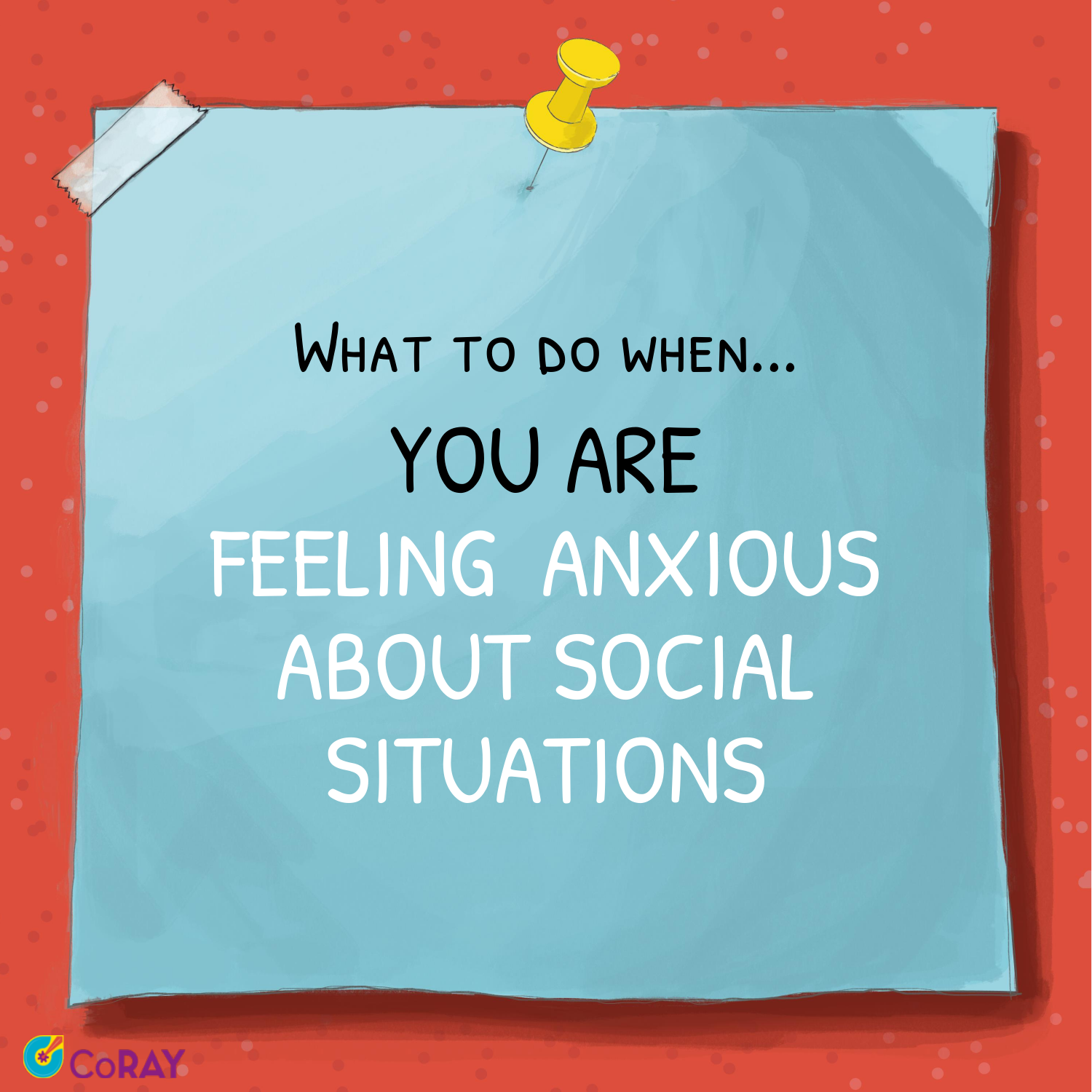What to do when...

# YOU ARE FEELING ANXIOUS ABOUT SOCIAL SITUATIONS

CoRAY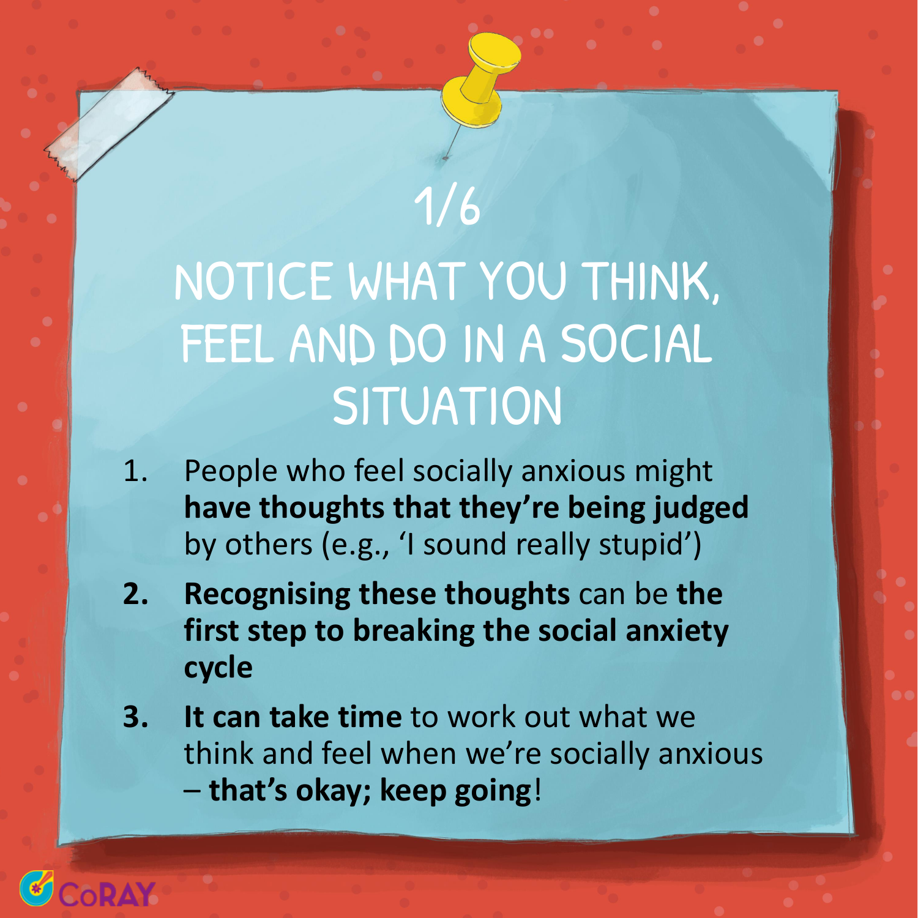# 1/6

# NOTICE WHAT YOU THINK, FEEL AND DO IN A SOCIAL SITUATION

1. People who feel socially anxious might **have thoughts that they're being judged** by others (e.g., 'I sound really stupid')
2. **Recognising these thoughts** can be **the first step to breaking the social anxiety cycle**
3. **It can take time** to work out what we think and feel when we're socially anxious – **that's okay; keep going**!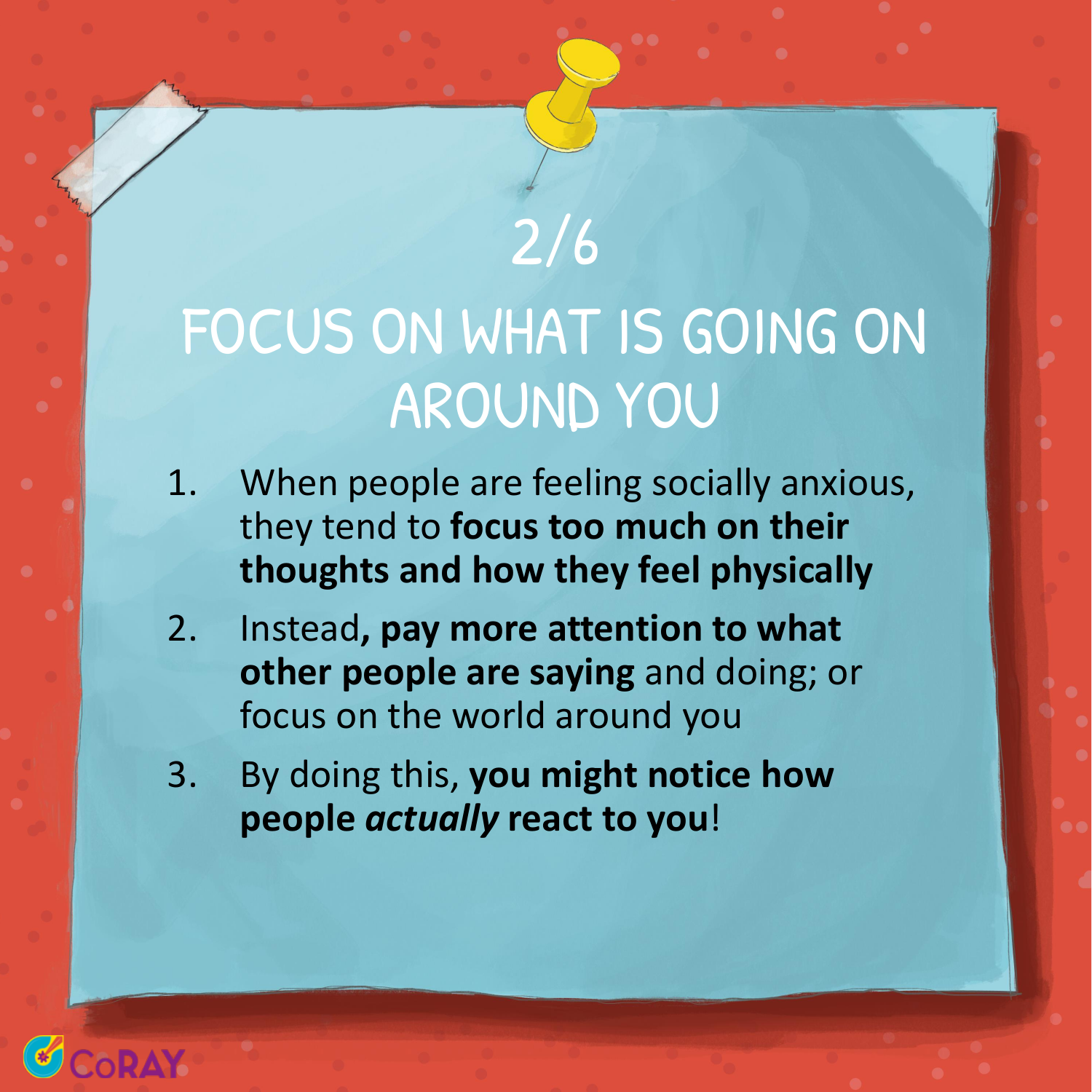2/6

# FOCUS ON WHAT IS GOING ON AROUND YOU

1. When people are feeling socially anxious, they tend to **focus too much on their thoughts and how they feel physically**
2. Instead**, pay more attention to what other people are saying** and doing; or focus on the world around you
3. By doing this, **you might notice how people *actually* react to you**!

CoRAY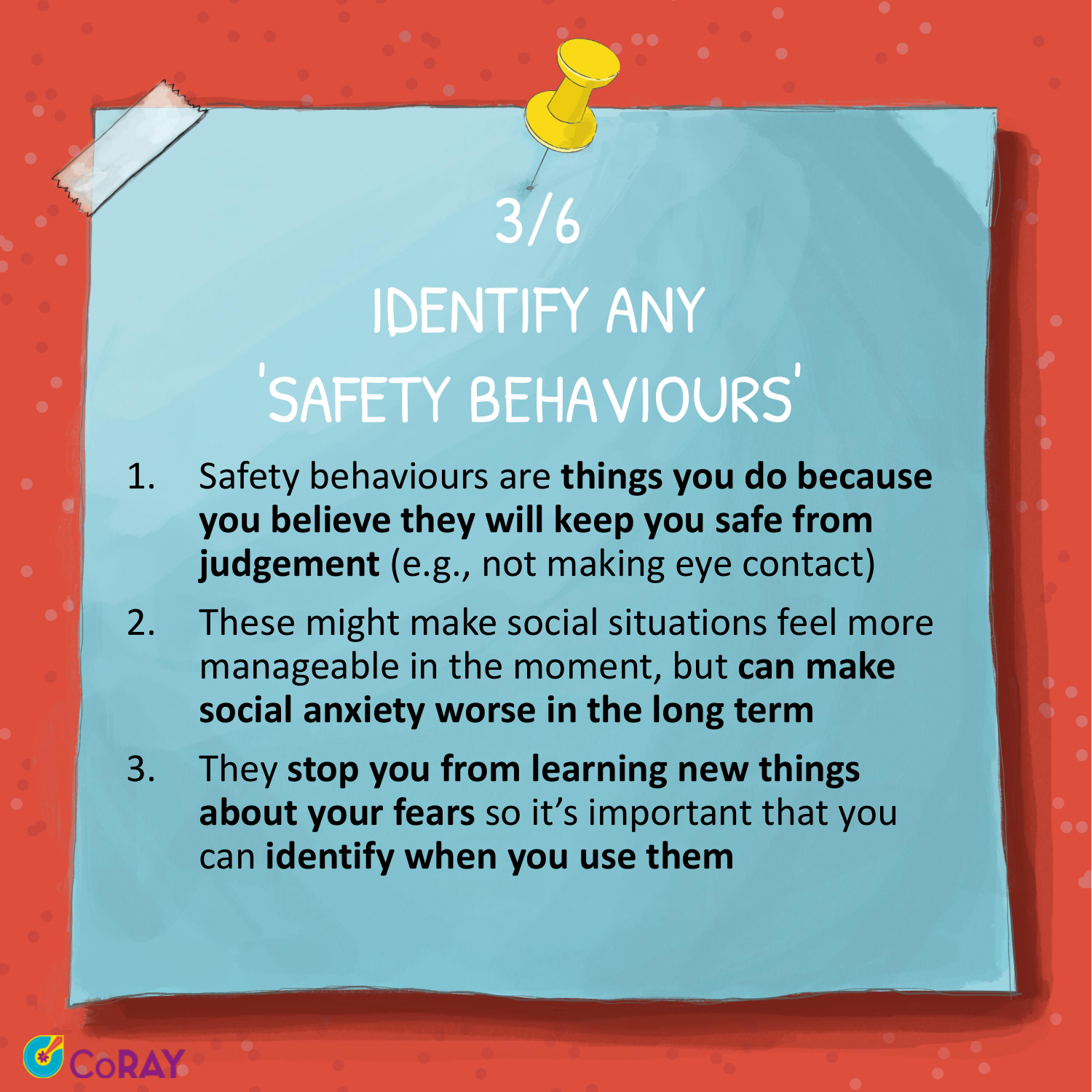3/6

# IDENTIFY ANY 'SAFETY BEHAVIOURS'

1. Safety behaviours are **things you do because you believe they will keep you safe from judgement** (e.g., not making eye contact)
2. These might make social situations feel more manageable in the moment, but **can make social anxiety worse in the long term**
3. They **stop you from learning new things about your fears** so it's important that you can **identify when you use them**

CoRAY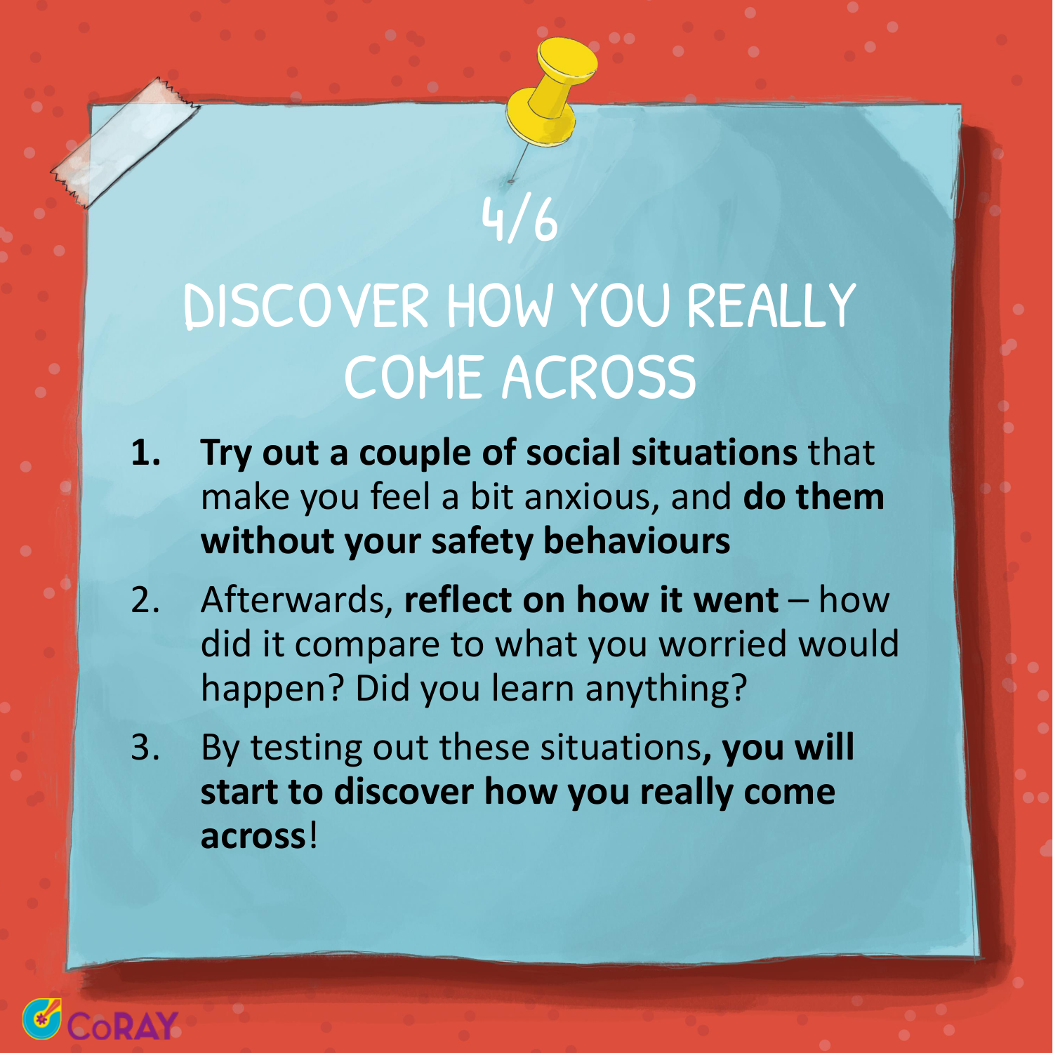# 4/6

## DISCOVER HOW YOU REALLY COME ACROSS

1. **Try out a couple of social situations** that make you feel a bit anxious, and **do them without your safety behaviours**
2. Afterwards, **reflect on how it went** – how did it compare to what you worried would happen? Did you learn anything?
3. By testing out these situations**, you will start to discover how you really come across**!

CoRAY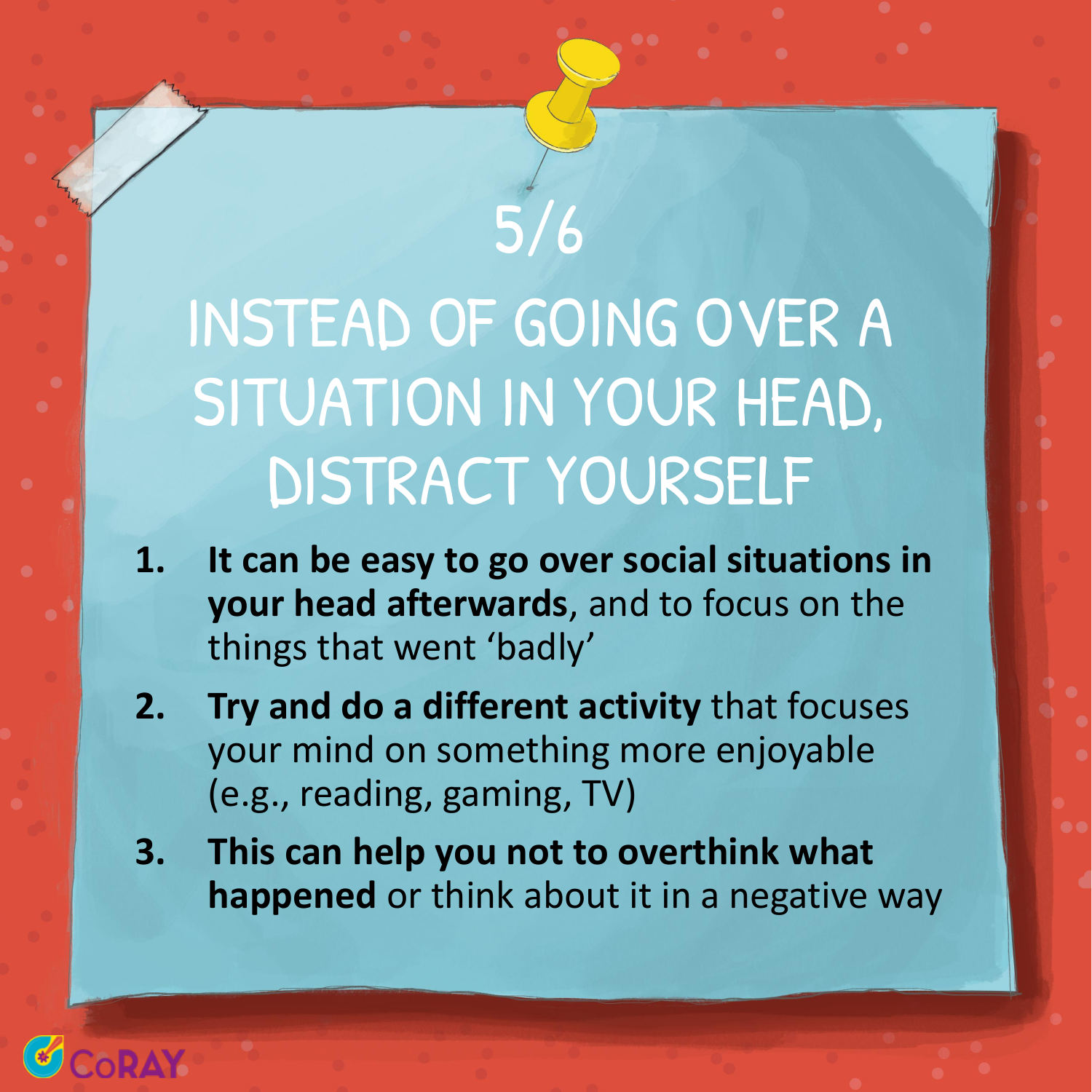5/6

# INSTEAD OF GOING OVER A SITUATION IN YOUR HEAD, DISTRACT YOURSELF

1. **It can be easy to go over social situations in your head afterwards**, and to focus on the things that went 'badly'
2. **Try and do a different activity** that focuses your mind on something more enjoyable (e.g., reading, gaming, TV)
3. **This can help you not to overthink what happened** or think about it in a negative way

CoRAY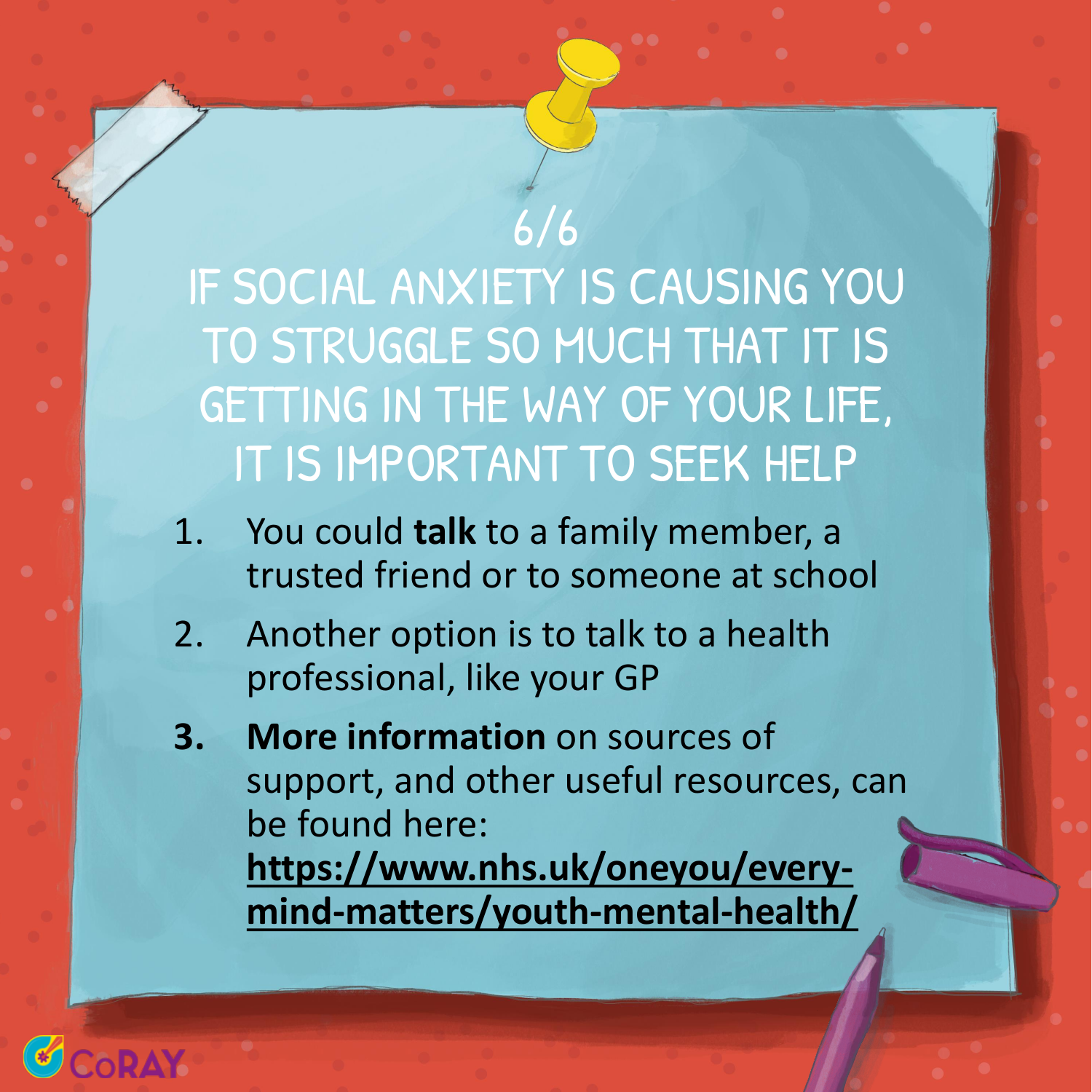6/6

# IF SOCIAL ANXIETY IS CAUSING YOU TO STRUGGLE SO MUCH THAT IT IS GETTING IN THE WAY OF YOUR LIFE, IT IS IMPORTANT TO SEEK HELP

1. You could **talk** to a family member, a trusted friend or to someone at school
2. Another option is to talk to a health professional, like your GP
3. **More information** on sources of support, and other useful resources, can be found here: **https://www.nhs.uk/oneyou/every-mind-matters/youth-mental-health/**

CoRAY